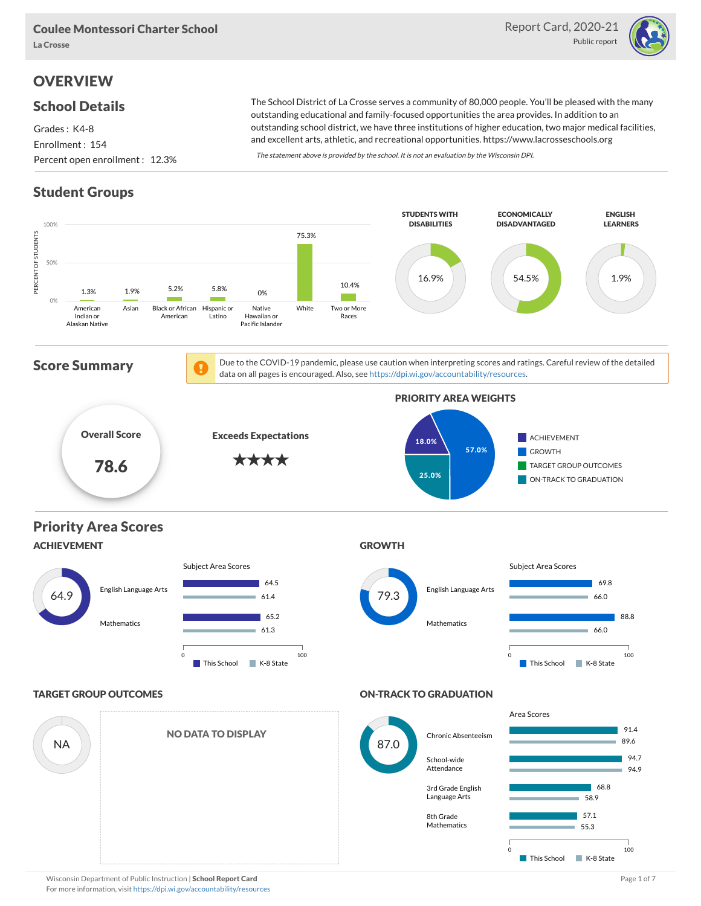Coulee Montessori Charter School
La Crosse

Report Card, 2020-21
Public report

# OVERVIEW

## School Details

Grades : K4-8
Enrollment : 154
Percent open enrollment : 12.3%

The School District of La Crosse serves a community of 80,000 people. You'll be pleased with the many outstanding educational and family-focused opportunities the area provides. In addition to an outstanding school district, we have three institutions of higher education, two major medical facilities, and excellent arts, athletic, and recreational opportunities. https://www.lacrosseschools.org

*The statement above is provided by the school. It is not an evaluation by the Wisconsin DPI.*

## Student Groups

| Group | Percent of Students |
|---|---|
| American Indian or Alaskan Native | 1.3% |
| Asian | 1.9% |
| Black or African American | 5.2% |
| Hispanic or Latino | 5.8% |
| Native Hawaiian or Pacific Islander | 0% |
| White | 75.3% |
| Two or More Races | 10.4% |

| Students with Disabilities | Economically Disadvantaged | English Learners |
|---|---|---|
| 16.9% | 54.5% | 1.9% |

## Score Summary

Due to the COVID-19 pandemic, please use caution when interpreting scores and ratings. Careful review of the detailed data on all pages is encouraged. Also, see https://dpi.wi.gov/accountability/resources.

**Overall Score: 78.6**

**Exceeds Expectations** ★★★★

### PRIORITY AREA WEIGHTS

| Priority Area | Weight |
|---|---|
| Achievement | 18.0% |
| Growth | 57.0% |
| Target Group Outcomes | |
| On-Track to Graduation | 25.0% |

## Priority Area Scores

### ACHIEVEMENT

Score: 64.9

| Subject Area Scores | This School | K-8 State |
|---|---|---|
| English Language Arts | 64.5 | 61.4 |
| Mathematics | 65.2 | 61.3 |

### GROWTH

Score: 79.3

| Subject Area Scores | This School | K-8 State |
|---|---|---|
| English Language Arts | 69.8 | 66.0 |
| Mathematics | 88.8 | 66.0 |

### TARGET GROUP OUTCOMES

Score: NA

NO DATA TO DISPLAY

### ON-TRACK TO GRADUATION

Score: 87.0

| Area Scores | This School | K-8 State |
|---|---|---|
| Chronic Absenteeism | 91.4 | 89.6 |
| School-wide Attendance | 94.7 | 94.9 |
| 3rd Grade English Language Arts | 68.8 | 58.9 |
| 8th Grade Mathematics | 57.1 | 55.3 |

Wisconsin Department of Public Instruction | **School Report Card**
For more information, visit https://dpi.wi.gov/accountability/resources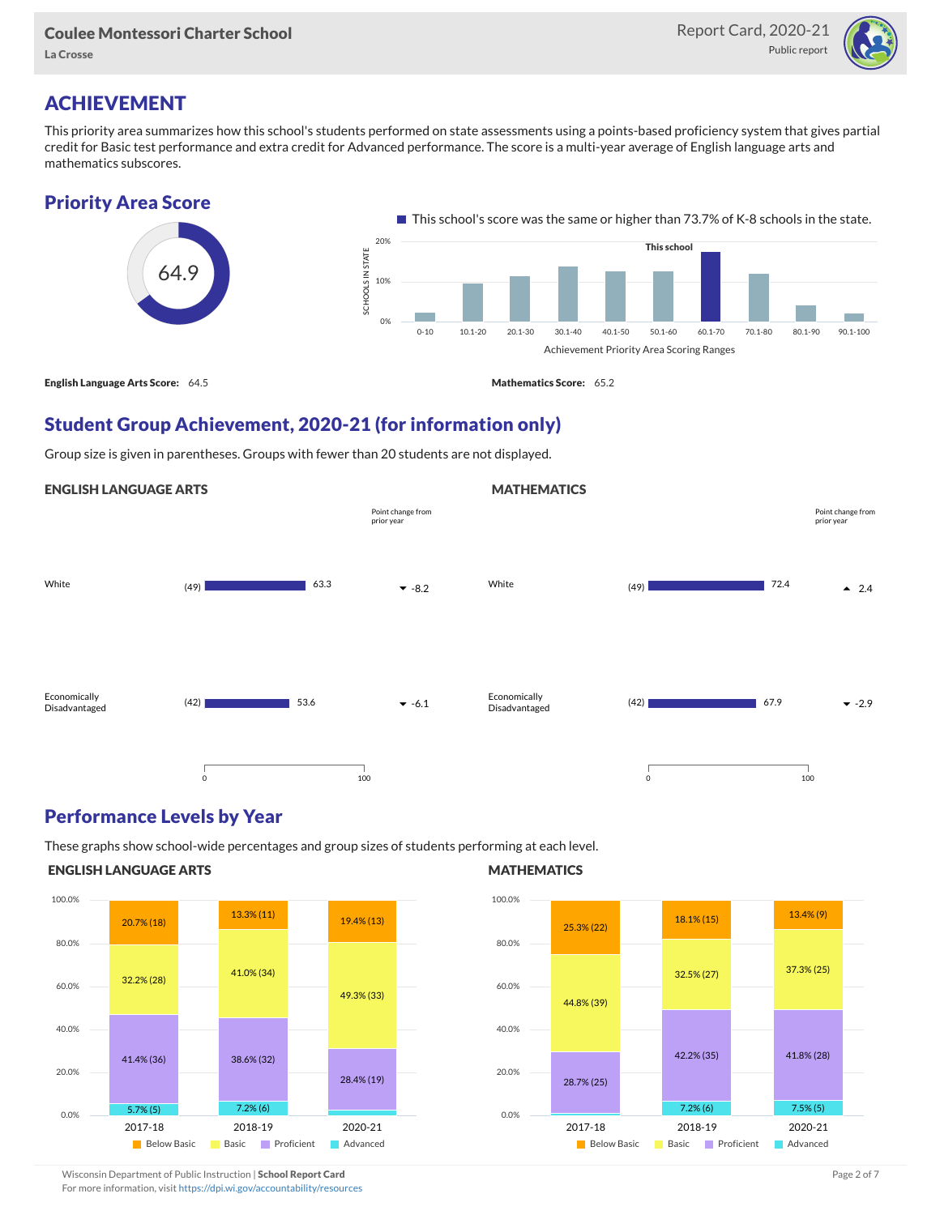# ACHIEVEMENT

This priority area summarizes how this school's students performed on state assessments using a points-based proficiency system that gives partial credit for Basic test performance and extra credit for Advanced performance. The score is a multi-year average of English language arts and mathematics subscores.

## Priority Area Score

64.9

This school's score was the same or higher than 73.7% of K-8 schools in the state.

**English Language Arts Score:** 64.5

**Mathematics Score:** 65.2

## Student Group Achievement, 2020-21 (for information only)

Group size is given in parentheses. Groups with fewer than 20 students are not displayed.

### ENGLISH LANGUAGE ARTS

| Group | Size | Score | Point change from prior year |
|---|---|---|---|
| White | (49) | 63.3 | ▼ -8.2 |
| Economically Disadvantaged | (42) | 53.6 | ▼ -6.1 |

### MATHEMATICS

| Group | Size | Score | Point change from prior year |
|---|---|---|---|
| White | (49) | 72.4 | ▲ 2.4 |
| Economically Disadvantaged | (42) | 67.9 | ▼ -2.9 |

## Performance Levels by Year

These graphs show school-wide percentages and group sizes of students performing at each level.

### ENGLISH LANGUAGE ARTS

| Year | Below Basic | Basic | Proficient | Advanced |
|---|---|---|---|---|
| 2017-18 | 20.7% (18) | 32.2% (28) | 41.4% (36) | 5.7% (5) |
| 2018-19 | 13.3% (11) | 41.0% (34) | 38.6% (32) | 7.2% (6) |
| 2020-21 | 19.4% (13) | 49.3% (33) | 28.4% (19) | |

### MATHEMATICS

| Year | Below Basic | Basic | Proficient | Advanced |
|---|---|---|---|---|
| 2017-18 | 25.3% (22) | 44.8% (39) | 28.7% (25) | |
| 2018-19 | 18.1% (15) | 32.5% (27) | 42.2% (35) | 7.2% (6) |
| 2020-21 | 13.4% (9) | 37.3% (25) | 41.8% (28) | 7.5% (5) |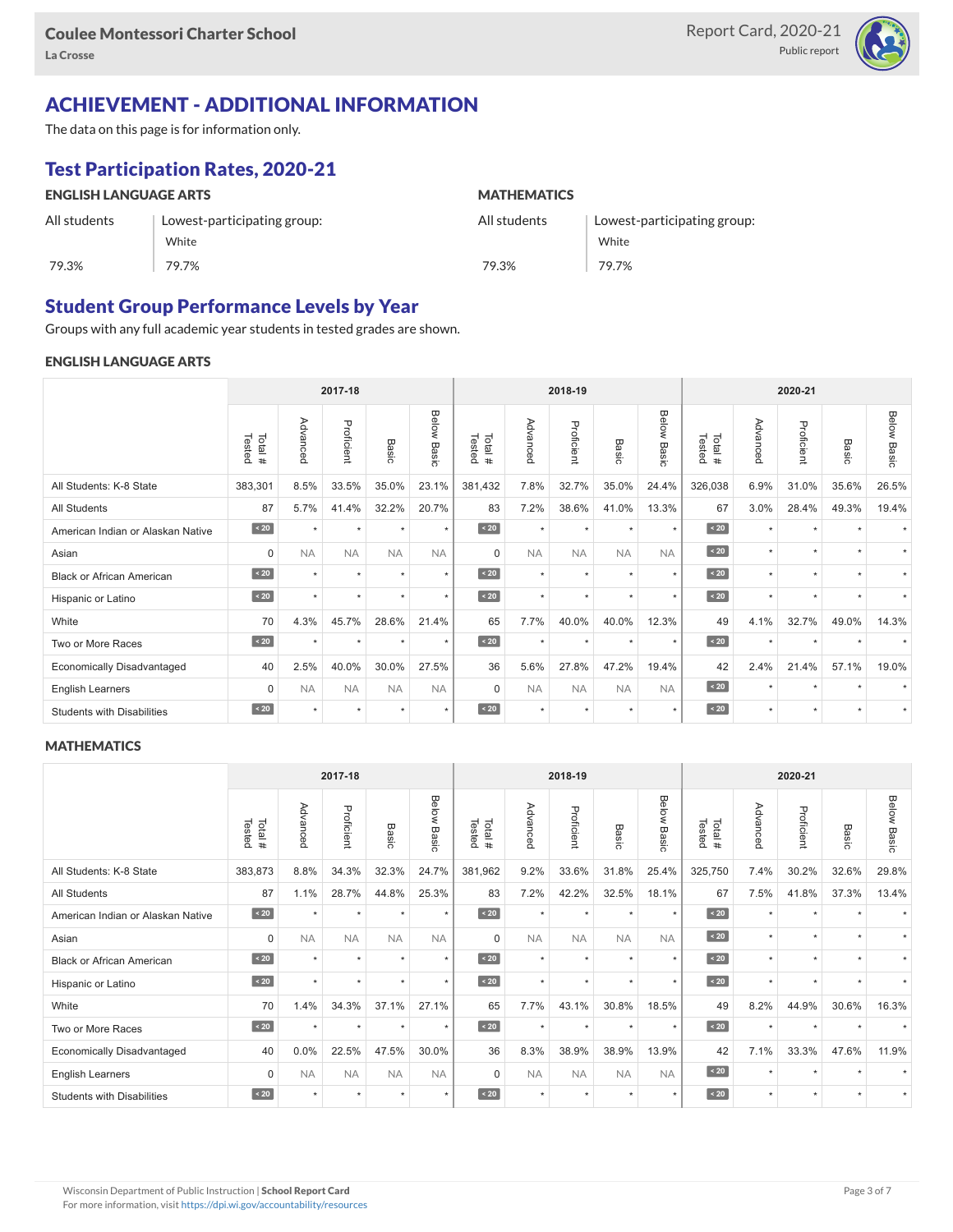## ACHIEVEMENT - ADDITIONAL INFORMATION

The data on this page is for information only.

### Test Participation Rates, 2020-21

**ENGLISH LANGUAGE ARTS**

| All students | Lowest-participating group: White |
|---|---|
| 79.3% | 79.7% |

**MATHEMATICS**

| All students | Lowest-participating group: White |
|---|---|
| 79.3% | 79.7% |

### Student Group Performance Levels by Year

Groups with any full academic year students in tested grades are shown.

**ENGLISH LANGUAGE ARTS**

| | 2017-18 | | | | | 2018-19 | | | | | 2020-21 | | | | |
|---|---|---|---|---|---|---|---|---|---|---|---|---|---|---|---|
| | Total # Tested | Advanced | Proficient | Basic | Below Basic | Total # Tested | Advanced | Proficient | Basic | Below Basic | Total # Tested | Advanced | Proficient | Basic | Below Basic |
| All Students: K-8 State | 383,301 | 8.5% | 33.5% | 35.0% | 23.1% | 381,432 | 7.8% | 32.7% | 35.0% | 24.4% | 326,038 | 6.9% | 31.0% | 35.6% | 26.5% |
| All Students | 87 | 5.7% | 41.4% | 32.2% | 20.7% | 83 | 7.2% | 38.6% | 41.0% | 13.3% | 67 | 3.0% | 28.4% | 49.3% | 19.4% |
| American Indian or Alaskan Native | < 20 | * | * | * | * | < 20 | * | * | * | * | < 20 | * | * | * | * |
| Asian | 0 | NA | NA | NA | NA | 0 | NA | NA | NA | NA | < 20 | * | * | * | * |
| Black or African American | < 20 | * | * | * | * | < 20 | * | * | * | * | < 20 | * | * | * | * |
| Hispanic or Latino | < 20 | * | * | * | * | < 20 | * | * | * | * | < 20 | * | * | * | * |
| White | 70 | 4.3% | 45.7% | 28.6% | 21.4% | 65 | 7.7% | 40.0% | 40.0% | 12.3% | 49 | 4.1% | 32.7% | 49.0% | 14.3% |
| Two or More Races | < 20 | * | * | * | * | < 20 | * | * | * | * | < 20 | * | * | * | * |
| Economically Disadvantaged | 40 | 2.5% | 40.0% | 30.0% | 27.5% | 36 | 5.6% | 27.8% | 47.2% | 19.4% | 42 | 2.4% | 21.4% | 57.1% | 19.0% |
| English Learners | 0 | NA | NA | NA | NA | 0 | NA | NA | NA | NA | < 20 | * | * | * | * |
| Students with Disabilities | < 20 | * | * | * | * | < 20 | * | * | * | * | < 20 | * | * | * | * |

**MATHEMATICS**

| | 2017-18 | | | | | 2018-19 | | | | | 2020-21 | | | | |
|---|---|---|---|---|---|---|---|---|---|---|---|---|---|---|---|
| | Total # Tested | Advanced | Proficient | Basic | Below Basic | Total # Tested | Advanced | Proficient | Basic | Below Basic | Total # Tested | Advanced | Proficient | Basic | Below Basic |
| All Students: K-8 State | 383,873 | 8.8% | 34.3% | 32.3% | 24.7% | 381,962 | 9.2% | 33.6% | 31.8% | 25.4% | 325,750 | 7.4% | 30.2% | 32.6% | 29.8% |
| All Students | 87 | 1.1% | 28.7% | 44.8% | 25.3% | 83 | 7.2% | 42.2% | 32.5% | 18.1% | 67 | 7.5% | 41.8% | 37.3% | 13.4% |
| American Indian or Alaskan Native | < 20 | * | * | * | * | < 20 | * | * | * | * | < 20 | * | * | * | * |
| Asian | 0 | NA | NA | NA | NA | 0 | NA | NA | NA | NA | < 20 | * | * | * | * |
| Black or African American | < 20 | * | * | * | * | < 20 | * | * | * | * | < 20 | * | * | * | * |
| Hispanic or Latino | < 20 | * | * | * | * | < 20 | * | * | * | * | < 20 | * | * | * | * |
| White | 70 | 1.4% | 34.3% | 37.1% | 27.1% | 65 | 7.7% | 43.1% | 30.8% | 18.5% | 49 | 8.2% | 44.9% | 30.6% | 16.3% |
| Two or More Races | < 20 | * | * | * | * | < 20 | * | * | * | * | < 20 | * | * | * | * |
| Economically Disadvantaged | 40 | 0.0% | 22.5% | 47.5% | 30.0% | 36 | 8.3% | 38.9% | 38.9% | 13.9% | 42 | 7.1% | 33.3% | 47.6% | 11.9% |
| English Learners | 0 | NA | NA | NA | NA | 0 | NA | NA | NA | NA | < 20 | * | * | * | * |
| Students with Disabilities | < 20 | * | * | * | * | < 20 | * | * | * | * | < 20 | * | * | * | * |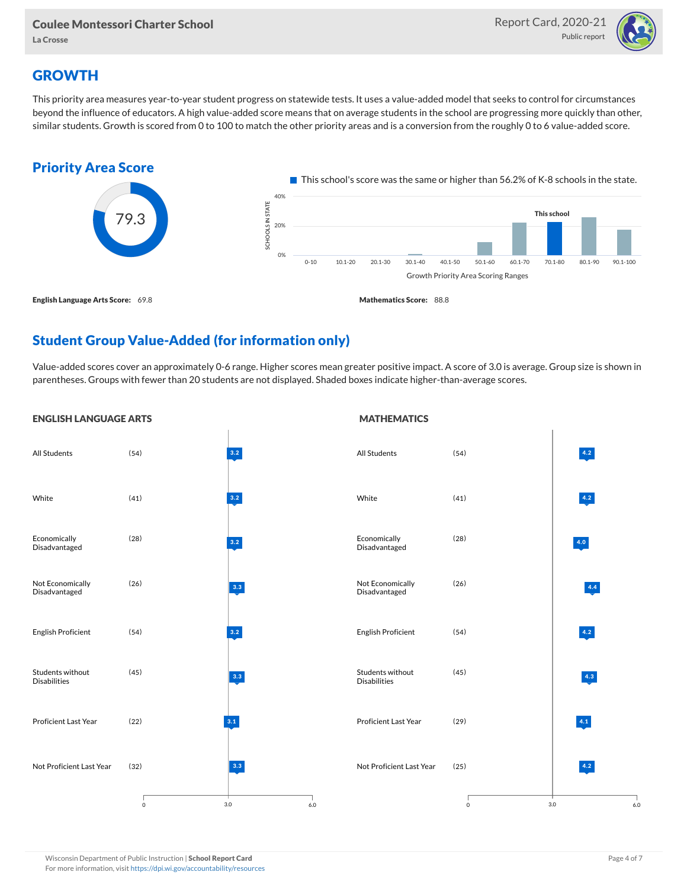## GROWTH

This priority area measures year-to-year student progress on statewide tests. It uses a value-added model that seeks to control for circumstances beyond the influence of educators. A high value-added score means that on average students in the school are progressing more quickly than other, similar students. Growth is scored from 0 to 100 to match the other priority areas and is a conversion from the roughly 0 to 6 value-added score.

### Priority Area Score

79.3

This school's score was the same or higher than 56.2% of K-8 schools in the state.

Growth Priority Area Scoring Ranges: 0-10, 10.1-20, 20.1-30, 30.1-40, 40.1-50, 50.1-60, 60.1-70, 70.1-80 (This school), 80.1-90, 90.1-100

**English Language Arts Score:** 69.8

**Mathematics Score:** 88.8

### Student Group Value-Added (for information only)

Value-added scores cover an approximately 0-6 range. Higher scores mean greater positive impact. A score of 3.0 is average. Group size is shown in parentheses. Groups with fewer than 20 students are not displayed. Shaded boxes indicate higher-than-average scores.

#### ENGLISH LANGUAGE ARTS

| Group | Size | Value-Added |
|---|---|---|
| All Students | (54) | 3.2 |
| White | (41) | 3.2 |
| Economically Disadvantaged | (28) | 3.2 |
| Not Economically Disadvantaged | (26) | 3.3 |
| English Proficient | (54) | 3.2 |
| Students without Disabilities | (45) | 3.3 |
| Proficient Last Year | (22) | 3.1 |
| Not Proficient Last Year | (32) | 3.3 |

#### MATHEMATICS

| Group | Size | Value-Added |
|---|---|---|
| All Students | (54) | 4.2 |
| White | (41) | 4.2 |
| Economically Disadvantaged | (28) | 4.0 |
| Not Economically Disadvantaged | (26) | 4.4 |
| English Proficient | (54) | 4.2 |
| Students without Disabilities | (45) | 4.3 |
| Proficient Last Year | (29) | 4.1 |
| Not Proficient Last Year | (25) | 4.2 |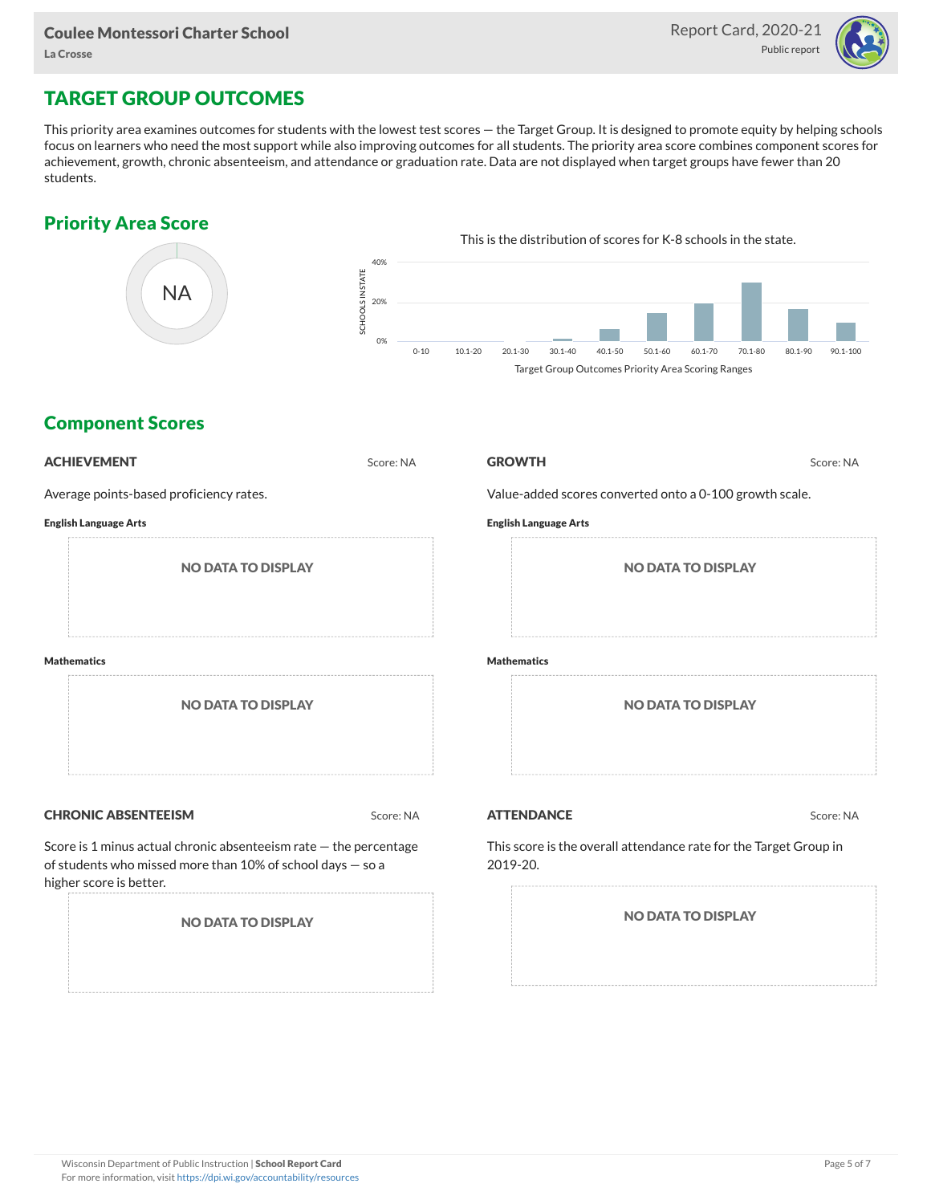# TARGET GROUP OUTCOMES

This priority area examines outcomes for students with the lowest test scores — the Target Group. It is designed to promote equity by helping schools focus on learners who need the most support while also improving outcomes for all students. The priority area score combines component scores for achievement, growth, chronic absenteeism, and attendance or graduation rate. Data are not displayed when target groups have fewer than 20 students.

## Priority Area Score

NA

This is the distribution of scores for K-8 schools in the state.

SCHOOLS IN STATE: 40%, 20%, 0%

0-10, 10.1-20, 20.1-30, 30.1-40, 40.1-50, 50.1-60, 60.1-70, 70.1-80, 80.1-90, 90.1-100

Target Group Outcomes Priority Area Scoring Ranges

## Component Scores

### ACHIEVEMENT

Score: NA

Average points-based proficiency rates.

**English Language Arts**

NO DATA TO DISPLAY

**Mathematics**

NO DATA TO DISPLAY

### GROWTH

Score: NA

Value-added scores converted onto a 0-100 growth scale.

**English Language Arts**

NO DATA TO DISPLAY

**Mathematics**

NO DATA TO DISPLAY

### CHRONIC ABSENTEEISM

Score: NA

Score is 1 minus actual chronic absenteeism rate — the percentage of students who missed more than 10% of school days — so a higher score is better.

NO DATA TO DISPLAY

### ATTENDANCE

Score: NA

This score is the overall attendance rate for the Target Group in 2019-20.

NO DATA TO DISPLAY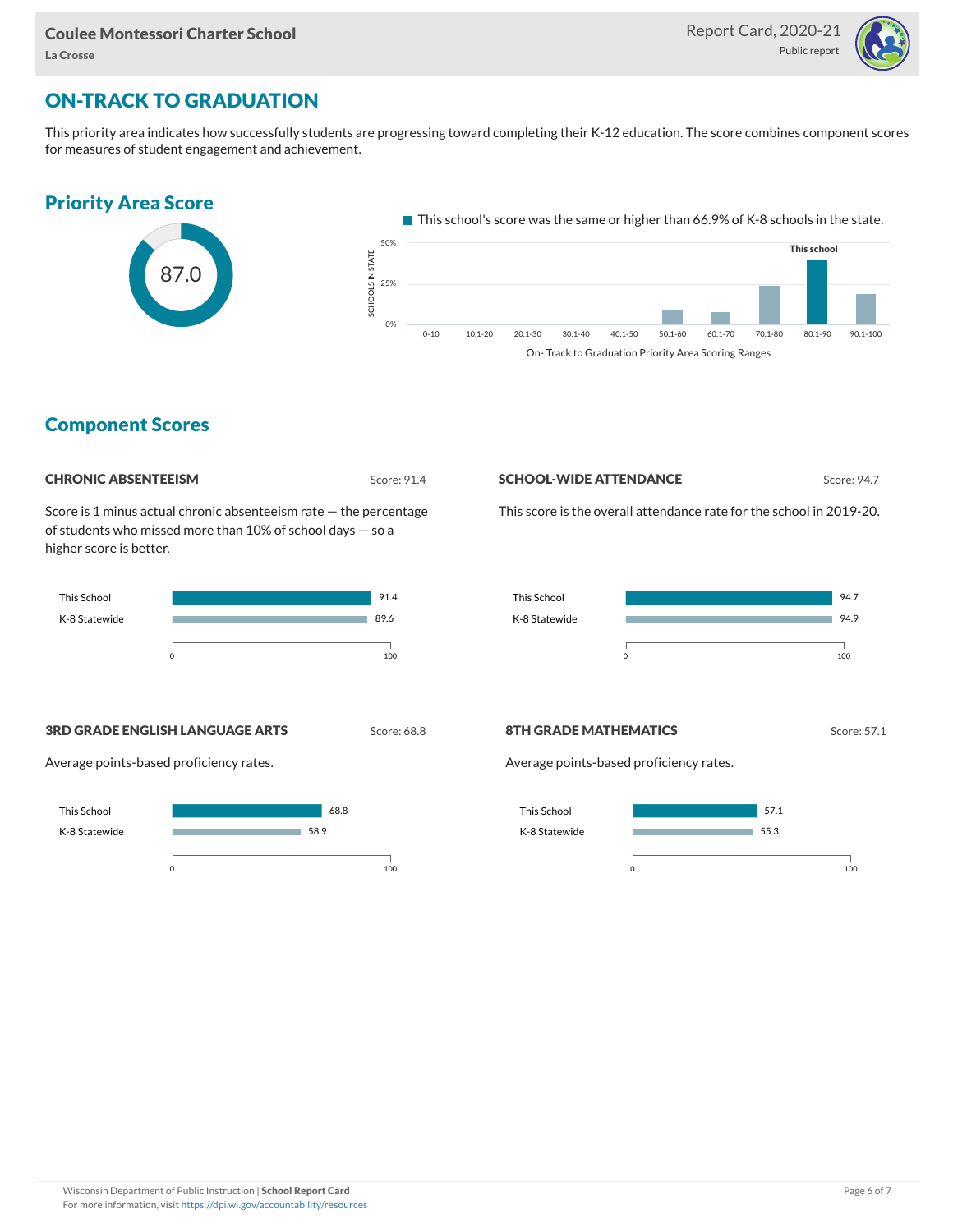# ON-TRACK TO GRADUATION

This priority area indicates how successfully students are progressing toward completing their K-12 education. The score combines component scores for measures of student engagement and achievement.

## Priority Area Score

87.0

This school's score was the same or higher than 66.9% of K-8 schools in the state.

## Component Scores

### CHRONIC ABSENTEEISM

Score: 91.4

Score is 1 minus actual chronic absenteeism rate — the percentage of students who missed more than 10% of school days — so a higher score is better.

| | Score |
|---|---|
| This School | 91.4 |
| K-8 Statewide | 89.6 |

### SCHOOL-WIDE ATTENDANCE

Score: 94.7

This score is the overall attendance rate for the school in 2019-20.

| | Score |
|---|---|
| This School | 94.7 |
| K-8 Statewide | 94.9 |

### 3RD GRADE ENGLISH LANGUAGE ARTS

Score: 68.8

Average points-based proficiency rates.

| | Score |
|---|---|
| This School | 68.8 |
| K-8 Statewide | 58.9 |

### 8TH GRADE MATHEMATICS

Score: 57.1

Average points-based proficiency rates.

| | Score |
|---|---|
| This School | 57.1 |
| K-8 Statewide | 55.3 |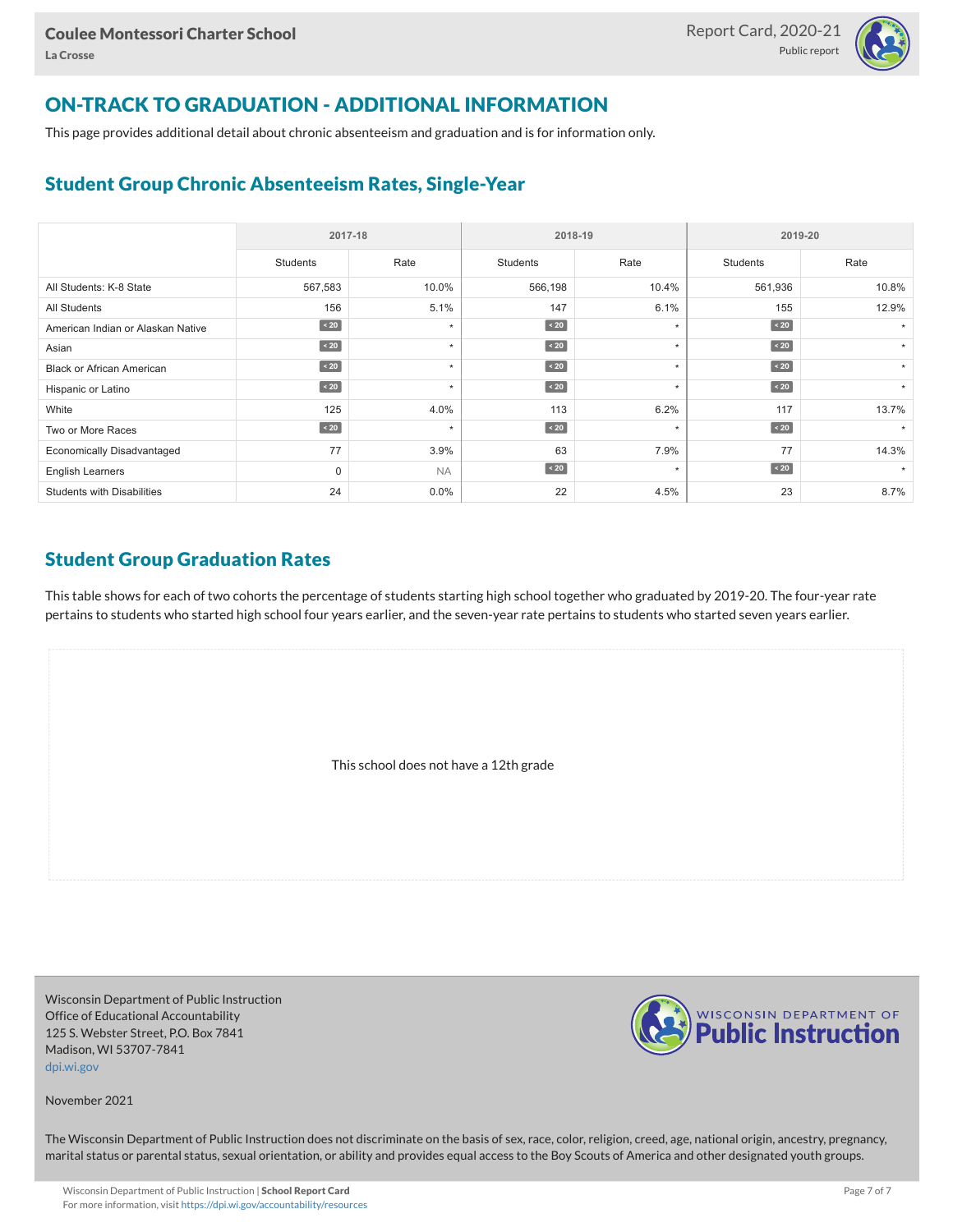## ON-TRACK TO GRADUATION - ADDITIONAL INFORMATION

This page provides additional detail about chronic absenteeism and graduation and is for information only.

### Student Group Chronic Absenteeism Rates, Single-Year

| | 2017-18 | | 2018-19 | | 2019-20 | |
|---|---|---|---|---|---|---|
| | Students | Rate | Students | Rate | Students | Rate |
| All Students: K-8 State | 567,583 | 10.0% | 566,198 | 10.4% | 561,936 | 10.8% |
| All Students | 156 | 5.1% | 147 | 6.1% | 155 | 12.9% |
| American Indian or Alaskan Native | < 20 | * | < 20 | * | < 20 | * |
| Asian | < 20 | * | < 20 | * | < 20 | * |
| Black or African American | < 20 | * | < 20 | * | < 20 | * |
| Hispanic or Latino | < 20 | * | < 20 | * | < 20 | * |
| White | 125 | 4.0% | 113 | 6.2% | 117 | 13.7% |
| Two or More Races | < 20 | * | < 20 | * | < 20 | * |
| Economically Disadvantaged | 77 | 3.9% | 63 | 7.9% | 77 | 14.3% |
| English Learners | 0 | NA | < 20 | * | < 20 | * |
| Students with Disabilities | 24 | 0.0% | 22 | 4.5% | 23 | 8.7% |

### Student Group Graduation Rates

This table shows for each of two cohorts the percentage of students starting high school together who graduated by 2019-20. The four-year rate pertains to students who started high school four years earlier, and the seven-year rate pertains to students who started seven years earlier.

This school does not have a 12th grade

Wisconsin Department of Public Instruction
Office of Educational Accountability
125 S. Webster Street, P.O. Box 7841
Madison, WI 53707-7841
dpi.wi.gov

November 2021

The Wisconsin Department of Public Instruction does not discriminate on the basis of sex, race, color, religion, creed, age, national origin, ancestry, pregnancy, marital status or parental status, sexual orientation, or ability and provides equal access to the Boy Scouts of America and other designated youth groups.